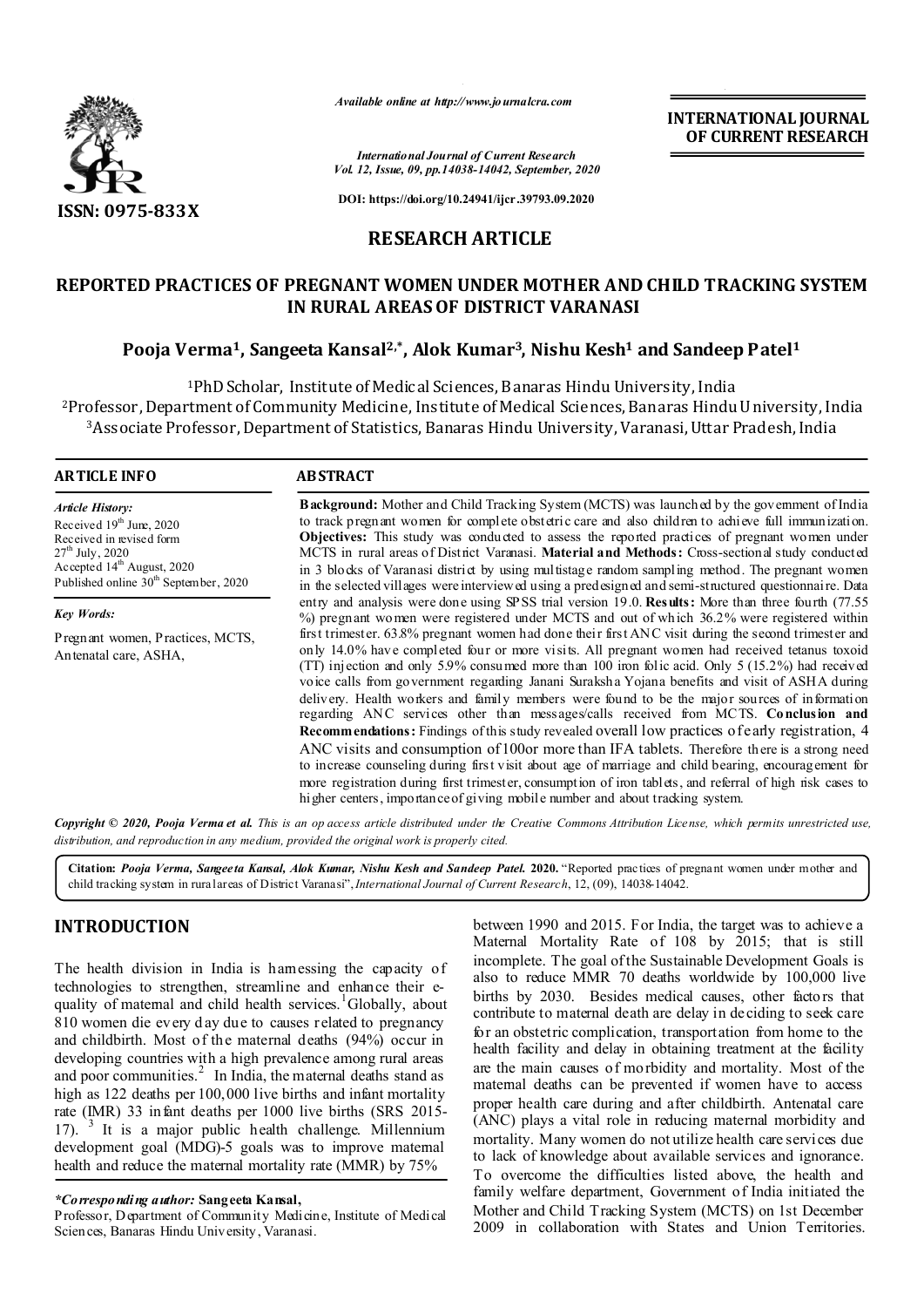**RESEARCH ARTICLE**

# REPORTED PRACTICES OF PREGNANT WOMEN UNDER MOTHER AND CHILD TRACKING SYSTEM IN RURAL AREAS OF DISTRICT VARANASI

**Pooja Verma[1], Sangeeta Kansal[2,*], Alok Kumar[3], Nishu Kesh[1] and Sandeep Patel[1]**

[1]PhD Scholar, Institute of Medical Sciences, Banaras Hindu University, India
[2]Professor, Department of Community Medicine, Institute of Medical Sciences, Banaras Hindu University, India
[3]Associate Professor, Department of Statistics, Banaras Hindu University, Varanasi, Uttar Pradesh, India

## ARTICLE INFO

*Article History:*
Received 19th June, 2020
Received in revised form 27th July, 2020
Accepted 14th August, 2020
Published online 30th September, 2020

*Key Words:*
Pregnant women, Practices, MCTS, Antenatal care, ASHA,

## ABSTRACT

**Background:** Mother and Child Tracking System (MCTS) was launched by the government of India to track pregnant women for complete obstetric care and also children to achieve full immunization. **Objectives:** This study was conducted to assess the reported practices of pregnant women under MCTS in rural areas of District Varanasi. **Material and Methods:** Cross-sectional study conducted in 3 blocks of Varanasi district by using multistage random sampling method. The pregnant women in the selected villages were interviewed using a predesigned and semi-structured questionnaire. Data entry and analysis were done using SPSS trial version 19.0. **Results:** More than three fourth (77.55 %) pregnant women were registered under MCTS and out of which 36.2% were registered within first trimester. 63.8% pregnant women had done their first ANC visit during the second trimester and only 14.0% have completed four or more visits. All pregnant women had received tetanus toxoid (TT) injection and only 5.9% consumed more than 100 iron folic acid. Only 5 (15.2%) had received voice calls from government regarding Janani Suraksha Yojana benefits and visit of ASHA during delivery. Health workers and family members were found to be the major sources of information regarding ANC services other than messages/calls received from MCTS. **Conclusion and Recommendations:** Findings of this study revealed overall low practices of early registration, 4 ANC visits and consumption of 100or more than IFA tablets. Therefore there is a strong need to increase counseling during first visit about age of marriage and child bearing, encouragement for more registration during first trimester, consumption of iron tablets, and referral of high risk cases to higher centers, importance of giving mobile number and about tracking system.

*Copyright © 2020, Pooja Verma et al. This is an open access article distributed under the Creative Commons Attribution License, which permits unrestricted use, distribution, and reproduction in any medium, provided the original work is properly cited.*

**Citation:** ***Pooja Verma, Sangeeta Kansal, Alok Kumar, Nishu Kesh and Sandeep Patel.* 2020.** "Reported practices of pregnant women under mother and child tracking system in rural areas of District Varanasi", *International Journal of Current Research*, 12, (09), 14038-14042.

## INTRODUCTION

The health division in India is harnessing the capacity of technologies to strengthen, streamline and enhance their e-quality of maternal and child health services.[1] Globally, about 810 women die every day due to causes related to pregnancy and childbirth. Most of the maternal deaths (94%) occur in developing countries with a high prevalence among rural areas and poor communities.[2] In India, the maternal deaths stand as high as 122 deaths per 100,000 live births and infant mortality rate (IMR) 33 infant deaths per 1000 live births (SRS 2015-17).[3] It is a major public health challenge. Millennium development goal (MDG)-5 goals was to improve maternal health and reduce the maternal mortality rate (MMR) by 75% between 1990 and 2015. For India, the target was to achieve a Maternal Mortality Rate of 108 by 2015; that is still incomplete. The goal of the Sustainable Development Goals is also to reduce MMR 70 deaths worldwide by 100,000 live births by 2030. Besides medical causes, other factors that contribute to maternal death are delay in deciding to seek care for an obstetric complication, transportation from home to the health facility and delay in obtaining treatment at the facility are the main causes of morbidity and mortality. Most of the maternal deaths can be prevented if women have to access proper health care during and after childbirth. Antenatal care (ANC) plays a vital role in reducing maternal morbidity and mortality. Many women do not utilize health care services due to lack of knowledge about available services and ignorance. To overcome the difficulties listed above, the health and family welfare department, Government of India initiated the Mother and Child Tracking System (MCTS) on 1st December 2009 in collaboration with States and Union Territories.

**\*Corresponding author:* Sangeeta Kansal,**
Professor, Department of Community Medicine, Institute of Medical Sciences, Banaras Hindu University, Varanasi.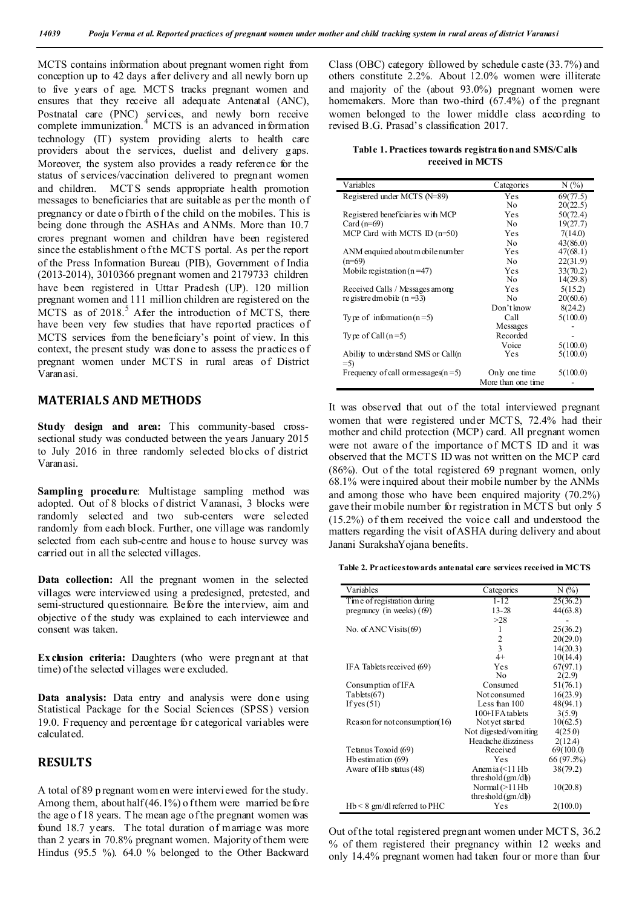MCTS contains information about pregnant women right from conception up to 42 days after delivery and all newly born up to five years of age. MCTS tracks pregnant women and ensures that they receive all adequate Antenatal (ANC), Postnatal care (PNC) services, and newly born receive complete immunization.[4] MCTS is an advanced information technology (IT) system providing alerts to health care providers about the services, duelist and delivery gaps. Moreover, the system also provides a ready reference for the status of services/vaccination delivered to pregnant women and children. MCTS sends appropriate health promotion messages to beneficiaries that are suitable as per the month of pregnancy or date of birth of the child on the mobiles. This is being done through the ASHAs and ANMs. More than 10.7 crores pregnant women and children have been registered since the establishment of the MCTS portal. As per the report of the Press Information Bureau (PIB), Government of India (2013-2014), 3010366 pregnant women and 2179733 children have been registered in Uttar Pradesh (UP). 120 million pregnant women and 111 million children are registered on the MCTS as of 2018.[5] After the introduction of MCTS, there have been very few studies that have reported practices of MCTS services from the beneficiary's point of view. In this context, the present study was done to assess the practices of pregnant women under MCTS in rural areas of District Varanasi.

## MATERIALS AND METHODS

**Study design and area:** This community-based cross-sectional study was conducted between the years January 2015 to July 2016 in three randomly selected blocks of district Varanasi.

**Sampling procedure**: Multistage sampling method was adopted. Out of 8 blocks of district Varanasi, 3 blocks were randomly selected and two sub-centers were selected randomly from each block. Further, one village was randomly selected from each sub-centre and house to house survey was carried out in all the selected villages.

**Data collection:** All the pregnant women in the selected villages were interviewed using a predesigned, pretested, and semi-structured questionnaire. Before the interview, aim and objective of the study was explained to each interviewee and consent was taken.

**Exclusion criteria:** Daughters (who were pregnant at that time) of the selected villages were excluded.

**Data analysis:** Data entry and analysis were done using Statistical Package for the Social Sciences (SPSS) version 19.0. Frequency and percentage for categorical variables were calculated.

## RESULTS

A total of 89 pregnant women were interviewed for the study. Among them, about half (46.1%) of them were married before the age of 18 years. The mean age of the pregnant women was found 18.7 years. The total duration of marriage was more than 2 years in 70.8% pregnant women. Majority of them were Hindus (95.5 %). 64.0 % belonged to the Other Backward Class (OBC) category followed by schedule caste (33.7%) and others constitute 2.2%. About 12.0% women were illiterate and majority of the (about 93.0%) pregnant women were homemakers. More than two-third (67.4%) of the pregnant women belonged to the lower middle class according to revised B.G. Prasad's classification 2017.

**Table 1. Practices towards registration and SMS/Calls received in MCTS**

| Variables | Categories | N (%) |
|---|---|---|
| Registered under MCTS (N=89) | Yes | 69(77.5) |
| | No | 20(22.5) |
| Registered beneficiaries with MCP Card (n=69) | Yes | 50(72.4) |
| | No | 19(27.7) |
| MCP Card with MCTS ID (n=50) | Yes | 7(14.0) |
| | No | 43(86.0) |
| ANM enquired about mobile number (n=69) | Yes | 47(68.1) |
| | No | 22(31.9) |
| Mobile registration (n =47) | Yes | 33(70.2) |
| | No | 14(29.8) |
| Received Calls / Messages among registered mobile (n =33) | Yes | 5(15.2) |
| | No | 20(60.6) |
| | Don't know | 8(24.2) |
| Type of information (n =5) | Call | 5(100.0) |
| | Messages | - |
| Type of Call (n =5) | Recorded | - |
| | Voice | 5(100.0) |
| Ability to understand SMS or Call(n =5) | Yes | 5(100.0) |
| Frequency of call or messages(n =5) | Only one time | 5(100.0) |
| | More than one time | - |

It was observed that out of the total interviewed pregnant women that were registered under MCTS, 72.4% had their mother and child protection (MCP) card. All pregnant women were not aware of the importance of MCTS ID and it was observed that the MCTS ID was not written on the MCP card (86%). Out of the total registered 69 pregnant women, only 68.1% were inquired about their mobile number by the ANMs and among those who have been enquired majority (70.2%) gave their mobile number for registration in MCTS but only 5 (15.2%) of them received the voice call and understood the matters regarding the visit of ASHA during delivery and about Janani SurakshaYojana benefits.

**Table 2. Practices towards antenatal care services received in MCTS**

| Variables | Categories | N (%) |
|---|---|---|
| Time of registration during pregnancy (in weeks) (69) | 1-12 | 25(36.2) |
| | 13-28 | 44(63.8) |
| | >28 | - |
| No. of ANC Visits(69) | 1 | 25(36.2) |
| | 2 | 20(29.0) |
| | 3 | 14(20.3) |
| | 4+ | 10(14.4) |
| IFA Tablets received (69) | Yes | 67(97.1) |
| | No | 2(2.9) |
| Consumption of IFA Tablets(67) | Consumed | 51(76.1) |
| | Not consumed | 16(23.9) |
| If yes (51) | Less than 100 | 48(94.1) |
| | 100+IFA tablets | 3(5.9) |
| Reason for not consumption(16) | Not yet started | 10(62.5) |
| | Not digested/vomiting | 4(25.0) |
| | Headache/dizziness | 2(12.4) |
| Tetanus Toxoid (69) | Received | 69(100.0) |
| Hb estimation (69) | Yes | 66 (97.5%) |
| Aware of Hb status (48) | Anemia (<11 Hb threshold (gm/dl)) | 38(79.2) |
| | Normal (>11 Hb threshold (gm/dl)) | 10(20.8) |
| Hb < 8 gm/dl referred to PHC | Yes | 2(100.0) |

Out of the total registered pregnant women under MCTS, 36.2 % of them registered their pregnancy within 12 weeks and only 14.4% pregnant women had taken four or more than four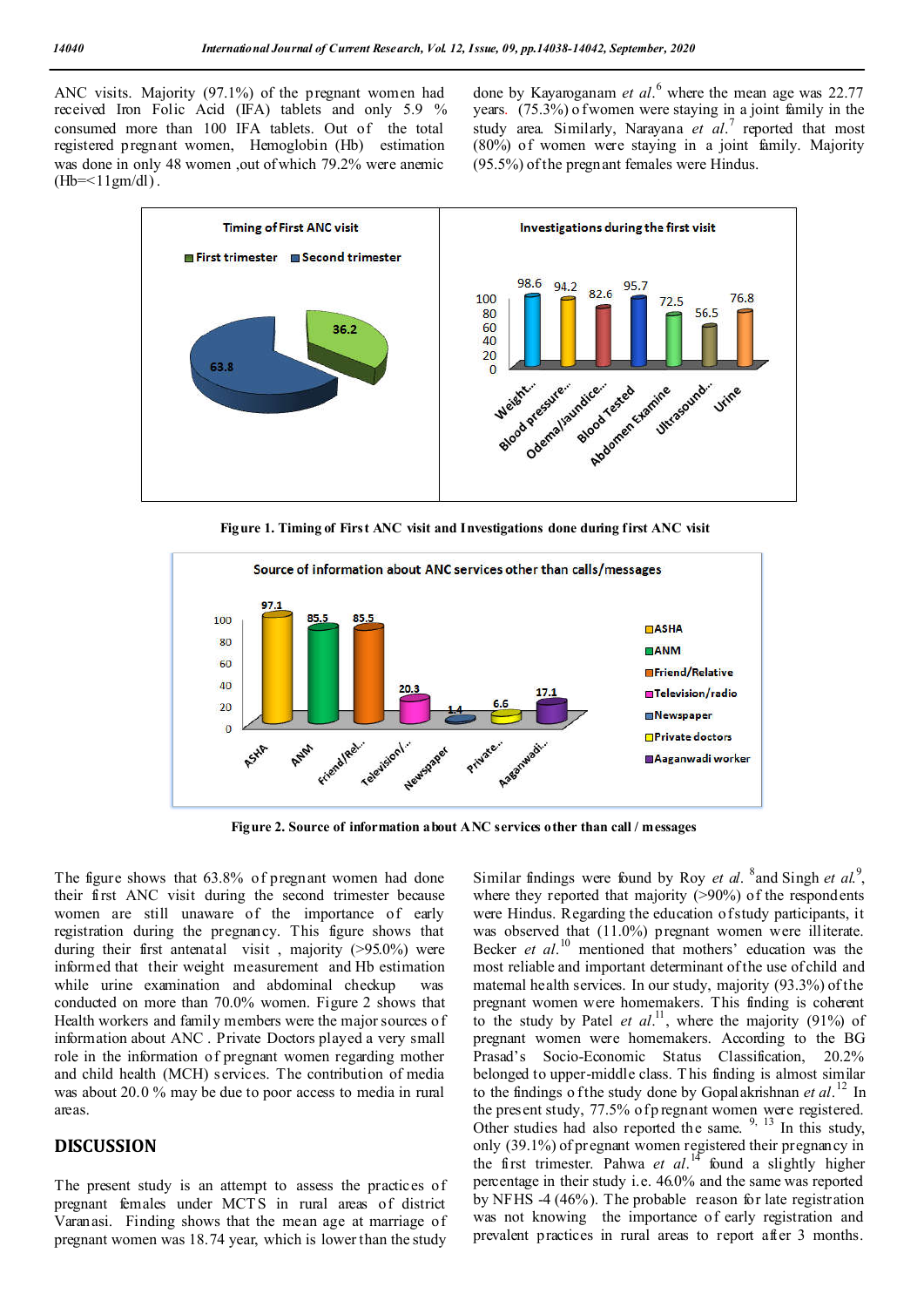ANC visits. Majority (97.1%) of the pregnant women had received Iron Folic Acid (IFA) tablets and only 5.9 % consumed more than 100 IFA tablets. Out of the total registered pregnant women, Hemoglobin (Hb) estimation was done in only 48 women ,out of which 79.2% were anemic (Hb=<11gm/dl).

done by Kayaroganam *et al.*[6] where the mean age was 22.77 years. (75.3%) of women were staying in a joint family in the study area. Similarly, Narayana *et al.*[7] reported that most (80%) of women were staying in a joint family. Majority (95.5%) of the pregnant females were Hindus.

**Figure 1. Timing of First ANC visit and Investigations done during first ANC visit**

**Figure 2. Source of information about ANC services other than call / messages**

The figure shows that 63.8% of pregnant women had done their first ANC visit during the second trimester because women are still unaware of the importance of early registration during the pregnancy. This figure shows that during their first antenatal visit , majority (>95.0%) were informed that their weight measurement and Hb estimation while urine examination and abdominal checkup was conducted on more than 70.0% women. Figure 2 shows that Health workers and family members were the major sources of information about ANC . Private Doctors played a very small role in the information of pregnant women regarding mother and child health (MCH) services. The contribution of media was about 20.0 % may be due to poor access to media in rural areas.

## DISCUSSION

The present study is an attempt to assess the practices of pregnant females under MCTS in rural areas of district Varanasi. Finding shows that the mean age at marriage of pregnant women was 18.74 year, which is lower than the study

Similar findings were found by Roy *et al.* [8]and Singh *et al.*[9], where they reported that majority (>90%) of the respondents were Hindus. Regarding the education of study participants, it was observed that (11.0%) pregnant women were illiterate. Becker *et al.*[10] mentioned that mothers' education was the most reliable and important determinant of the use of child and maternal health services. In our study, majority (93.3%) of the pregnant women were homemakers. This finding is coherent to the study by Patel *et al.*[11], where the majority (91%) of pregnant women were homemakers. According to the BG Prasad's Socio-Economic Status Classification, 20.2% belonged to upper-middle class. This finding is almost similar to the findings of the study done by Gopalakrishnan *et al.*[12] In the present study, 77.5% of pregnant women were registered. Other studies had also reported the same. [9, 13] In this study, only (39.1%) of pregnant women registered their pregnancy in the first trimester. Pahwa *et al.*[14] found a slightly higher percentage in their study i.e. 46.0% and the same was reported by NFHS -4 (46%). The probable reason for late registration was not knowing the importance of early registration and prevalent practices in rural areas to report after 3 months.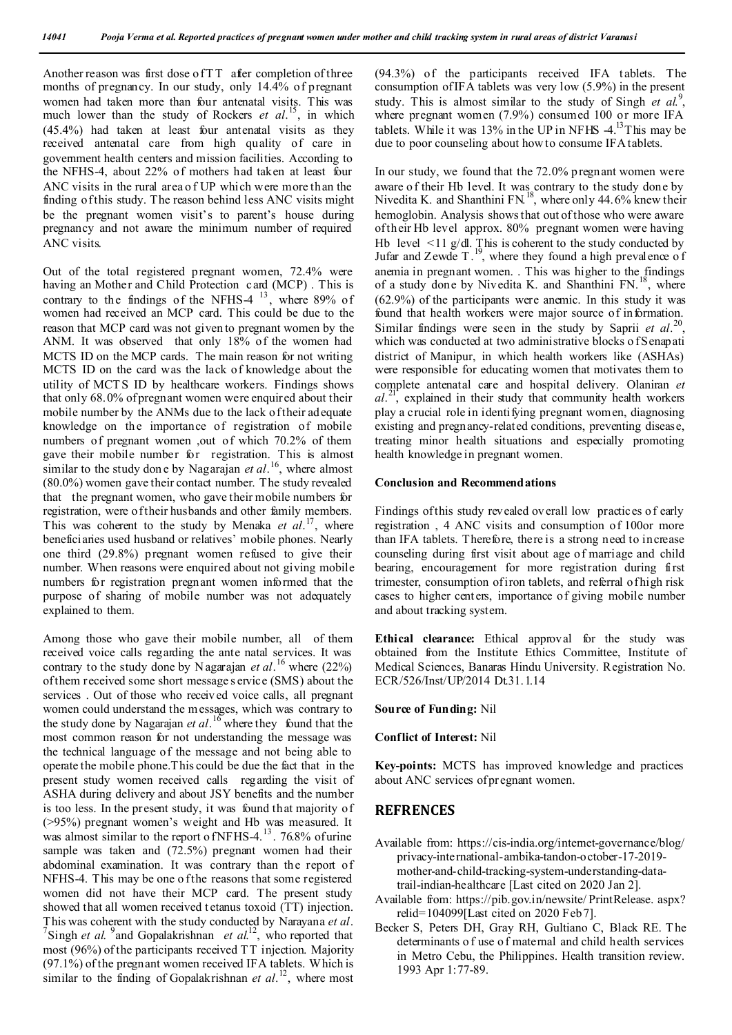Another reason was first dose of TT after completion of three months of pregnancy. In our study, only 14.4% of pregnant women had taken more than four antenatal visits. This was much lower than the study of Rockers *et al*.[15], in which (45.4%) had taken at least four antenatal visits as they received antenatal care from high quality of care in government health centers and mission facilities. According to the NFHS-4, about 22% of mothers had taken at least four ANC visits in the rural area of UP which were more than the finding of this study. The reason behind less ANC visits might be the pregnant women visit's to parent's house during pregnancy and not aware the minimum number of required ANC visits.

Out of the total registered pregnant women, 72.4% were having an Mother and Child Protection card (MCP) . This is contrary to the findings of the NFHS-4 [13], where 89% of women had received an MCP card. This could be due to the reason that MCP card was not given to pregnant women by the ANM. It was observed that only 18% of the women had MCTS ID on the MCP cards. The main reason for not writing MCTS ID on the card was the lack of knowledge about the utility of MCTS ID by healthcare workers. Findings shows that only 68.0% of pregnant women were enquired about their mobile number by the ANMs due to the lack of their adequate knowledge on the importance of registration of mobile numbers of pregnant women ,out of which 70.2% of them gave their mobile number for registration. This is almost similar to the study done by Nagarajan *et al*.[16], where almost (80.0%) women gave their contact number. The study revealed that the pregnant women, who gave their mobile numbers for registration, were of their husbands and other family members. This was coherent to the study by Menaka *et al*.[17], where beneficiaries used husband or relatives' mobile phones. Nearly one third (29.8%) pregnant women refused to give their number. When reasons were enquired about not giving mobile numbers for registration pregnant women informed that the purpose of sharing of mobile number was not adequately explained to them.

Among those who gave their mobile number, all of them received voice calls regarding the ante natal services. It was contrary to the study done by Nagarajan *et al*.[16] where (22%) of them received some short message service (SMS) about the services . Out of those who received voice calls, all pregnant women could understand the messages, which was contrary to the study done by Nagarajan *et al*.[16] where they found that the most common reason for not understanding the message was the technical language of the message and not being able to operate the mobile phone.This could be due the fact that in the present study women received calls regarding the visit of ASHA during delivery and about JSY benefits and the number is too less. In the present study, it was found that majority of (>95%) pregnant women's weight and Hb was measured. It was almost similar to the report of NFHS-4.[13]. 76.8% of urine sample was taken and (72.5%) pregnant women had their abdominal examination. It was contrary that the report of NFHS-4. This may be one of the reasons that some registered women did not have their MCP card. The present study showed that all women received tetanus toxoid (TT) injection. This was coherent with the study conducted by Narayana *et al*.[7] Singh *et al*.[9] and Gopalakrishnan *et al*.[12], who reported that most (96%) of the participants received TT injection. Majority (97.1%) of the pregnant women received IFA tablets. Which is similar to the finding of Gopalakrishnan *et al*.[12], where most (94.3%) of the participants received IFA tablets. The consumption of IFA tablets was very low (5.9%) in the present study. This is almost similar to the study of Singh *et al*.[9], where pregnant women (7.9%) consumed 100 or more IFA tablets. While it was 13% in the UP in NFHS -4.[13] This may be due to poor counseling about how to consume IFA tablets.

In our study, we found that the 72.0% pregnant women were aware of their Hb level. It was contrary to the study done by Nivedita K. and Shanthini FN.[18], where only 44.6% knew their hemoglobin. Analysis shows that out of those who were aware of their Hb level approx. 80% pregnant women were having Hb level <11 g/dl. This is coherent to the study conducted by Jufar and Zewde T.[19], where they found a high prevalence of anemia in pregnant women. . This was higher to the findings of a study done by Nivedita K. and Shanthini FN.[18], where (62.9%) of the participants were anemic. In this study it was found that health workers were major source of information. Similar findings were seen in the study by Saprii *et al*.[20], which was conducted at two administrative blocks of Senapati district of Manipur, in which health workers like (ASHAs) were responsible for educating women that motivates them to complete antenatal care and hospital delivery. Olaniran *et al*.[21], explained in their study that community health workers play a crucial role in identifying pregnant women, diagnosing existing and pregnancy-related conditions, preventing disease, treating minor health situations and especially promoting health knowledge in pregnant women.

**Conclusion and Recommendations**

Findings of this study revealed overall low practices of early registration , 4 ANC visits and consumption of 100or more than IFA tablets. Therefore, there is a strong need to increase counseling during first visit about age of marriage and child bearing, encouragement for more registration during first trimester, consumption of iron tablets, and referral of high risk cases to higher centers, importance of giving mobile number and about tracking system.

**Ethical clearance:** Ethical approval for the study was obtained from the Institute Ethics Committee, Institute of Medical Sciences, Banaras Hindu University. Registration No. ECR/526/Inst/UP/2014 Dt.31.1.14

**Source of Funding:** Nil

**Conflict of Interest:** Nil

**Key-points:** MCTS has improved knowledge and practices about ANC services of pregnant women.

## REFRENCES

- Available from: https://cis-india.org/internet-governance/blog/privacy-international-ambika-tandon-october-17-2019-mother-and-child-tracking-system-understanding-data-trail-indian-healthcare [Last cited on 2020 Jan 2].
- Available from: https://pib.gov.in/newsite/PrintRelease.aspx?relid=104099[Last cited on 2020 Feb 7].
- Becker S, Peters DH, Gray RH, Gultiano C, Black RE. The determinants of use of maternal and child health services in Metro Cebu, the Philippines. Health transition review. 1993 Apr 1:77-89.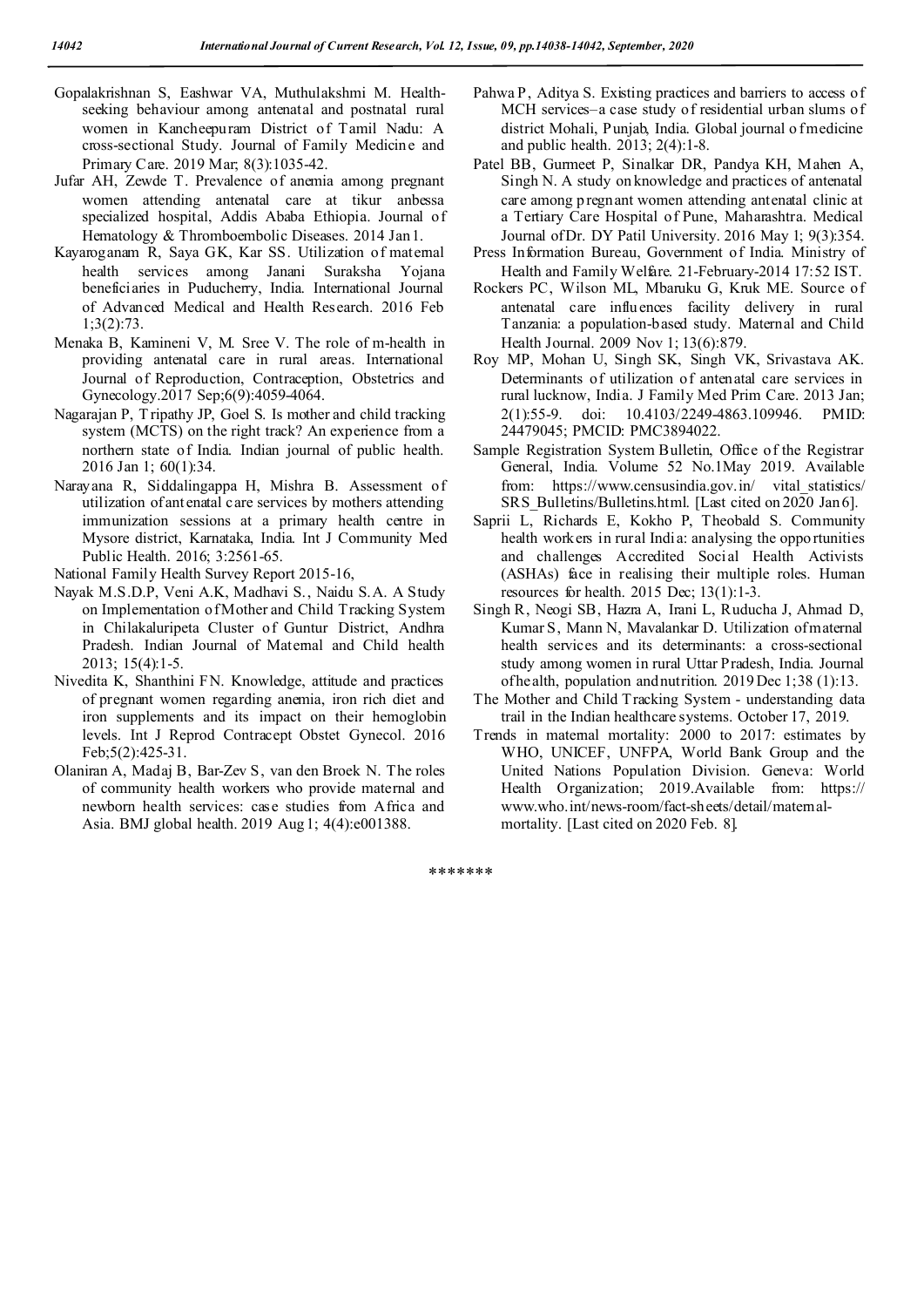Gopalakrishnan S, Eashwar VA, Muthulakshmi M. Health-seeking behaviour among antenatal and postnatal rural women in Kancheepuram District of Tamil Nadu: A cross-sectional Study. Journal of Family Medicine and Primary Care. 2019 Mar; 8(3):1035-42.

Jufar AH, Zewde T. Prevalence of anemia among pregnant women attending antenatal care at tikur anbessa specialized hospital, Addis Ababa Ethiopia. Journal of Hematology & Thromboembolic Diseases. 2014 Jan 1.

Kayaroganam R, Saya GK, Kar SS. Utilization of maternal health services among Janani Suraksha Yojana beneficiaries in Puducherry, India. International Journal of Advanced Medical and Health Research. 2016 Feb 1;3(2):73.

Menaka B, Kamineni V, M. Sree V. The role of m-health in providing antenatal care in rural areas. International Journal of Reproduction, Contraception, Obstetrics and Gynecology.2017 Sep;6(9):4059-4064.

Nagarajan P, Tripathy JP, Goel S. Is mother and child tracking system (MCTS) on the right track? An experience from a northern state of India. Indian journal of public health. 2016 Jan 1; 60(1):34.

Narayana R, Siddalingappa H, Mishra B. Assessment of utilization of antenatal care services by mothers attending immunization sessions at a primary health centre in Mysore district, Karnataka, India. Int J Community Med Public Health. 2016; 3:2561-65.

National Family Health Survey Report 2015-16,

Nayak M.S.D.P, Veni A.K, Madhavi S., Naidu S.A. A Study on Implementation of Mother and Child Tracking System in Chilakaluripeta Cluster of Guntur District, Andhra Pradesh. Indian Journal of Maternal and Child health 2013; 15(4):1-5.

Nivedita K, Shanthini FN. Knowledge, attitude and practices of pregnant women regarding anemia, iron rich diet and iron supplements and its impact on their hemoglobin levels. Int J Reprod Contracept Obstet Gynecol. 2016 Feb;5(2):425-31.

Olaniran A, Madaj B, Bar-Zev S, van den Broek N. The roles of community health workers who provide maternal and newborn health services: case studies from Africa and Asia. BMJ global health. 2019 Aug 1; 4(4):e001388.

Pahwa P, Aditya S. Existing practices and barriers to access of MCH services–a case study of residential urban slums of district Mohali, Punjab, India. Global journal of medicine and public health. 2013; 2(4):1-8.

Patel BB, Gurmeet P, Sinalkar DR, Pandya KH, Mahen A, Singh N. A study on knowledge and practices of antenatal care among pregnant women attending antenatal clinic at a Tertiary Care Hospital of Pune, Maharashtra. Medical Journal of Dr. DY Patil University. 2016 May 1; 9(3):354.

Press Information Bureau, Government of India. Ministry of Health and Family Welfare. 21-February-2014 17:52 IST.

Rockers PC, Wilson ML, Mbaruku G, Kruk ME. Source of antenatal care influences facility delivery in rural Tanzania: a population-based study. Maternal and Child Health Journal. 2009 Nov 1; 13(6):879.

Roy MP, Mohan U, Singh SK, Singh VK, Srivastava AK. Determinants of utilization of antenatal care services in rural lucknow, India. J Family Med Prim Care. 2013 Jan; 2(1):55-9. doi: 10.4103/2249-4863.109946. PMID: 24479045; PMCID: PMC3894022.

Sample Registration System Bulletin, Office of the Registrar General, India. Volume 52 No.1May 2019. Available from: https://www.censusindia.gov.in/ vital_statistics/ SRS_Bulletins/Bulletins.html. [Last cited on 2020 Jan 6].

Saprii L, Richards E, Kokho P, Theobald S. Community health workers in rural India: analysing the opportunities and challenges Accredited Social Health Activists (ASHAs) face in realising their multiple roles. Human resources for health. 2015 Dec; 13(1):1-3.

Singh R, Neogi SB, Hazra A, Irani L, Ruducha J, Ahmad D, Kumar S, Mann N, Mavalankar D. Utilization of maternal health services and its determinants: a cross-sectional study among women in rural Uttar Pradesh, India. Journal of health, population and nutrition. 2019 Dec 1;38 (1):13.

The Mother and Child Tracking System - understanding data trail in the Indian healthcare systems. October 17, 2019.

Trends in maternal mortality: 2000 to 2017: estimates by WHO, UNICEF, UNFPA, World Bank Group and the United Nations Population Division. Geneva: World Health Organization; 2019.Available from: https:// www.who.int/news-room/fact-sheets/detail/maternal-mortality. [Last cited on 2020 Feb. 8].

*******